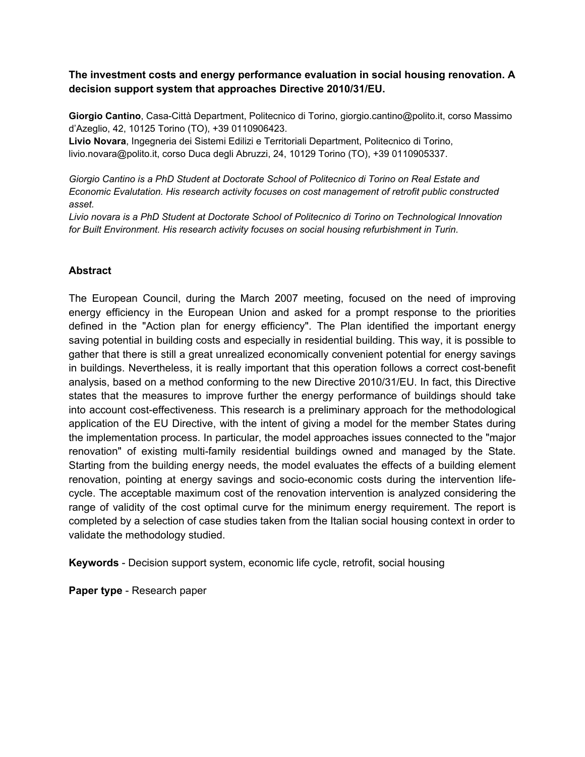**The investment costs and energy performance evaluation in social housing renovation. A decision support system that approaches Directive 2010/31/EU.**

**Giorgio Cantino**, Casa-Città Department, Politecnico di Torino, giorgio.cantino@polito.it, corso Massimo d'Azeglio, 42, 10125 Torino (TO), +39 0110906423.
**Livio Novara**, Ingegneria dei Sistemi Edilizi e Territoriali Department, Politecnico di Torino, livio.novara@polito.it, corso Duca degli Abruzzi, 24, 10129 Torino (TO), +39 0110905337.

*Giorgio Cantino is a PhD Student at Doctorate School of Politecnico di Torino on Real Estate and Economic Evalutation. His research activity focuses on cost management of retrofit public constructed asset.*
*Livio novara is a PhD Student at Doctorate School of Politecnico di Torino on Technological Innovation for Built Environment. His research activity focuses on social housing refurbishment in Turin.*

## Abstract

The European Council, during the March 2007 meeting, focused on the need of improving energy efficiency in the European Union and asked for a prompt response to the priorities defined in the "Action plan for energy efficiency". The Plan identified the important energy saving potential in building costs and especially in residential building. This way, it is possible to gather that there is still a great unrealized economically convenient potential for energy savings in buildings. Nevertheless, it is really important that this operation follows a correct cost-benefit analysis, based on a method conforming to the new Directive 2010/31/EU. In fact, this Directive states that the measures to improve further the energy performance of buildings should take into account cost-effectiveness. This research is a preliminary approach for the methodological application of the EU Directive, with the intent of giving a model for the member States during the implementation process. In particular, the model approaches issues connected to the "major renovation" of existing multi-family residential buildings owned and managed by the State. Starting from the building energy needs, the model evaluates the effects of a building element renovation, pointing at energy savings and socio-economic costs during the intervention life-cycle. The acceptable maximum cost of the renovation intervention is analyzed considering the range of validity of the cost optimal curve for the minimum energy requirement. The report is completed by a selection of case studies taken from the Italian social housing context in order to validate the methodology studied.

**Keywords** - Decision support system, economic life cycle, retrofit, social housing

**Paper type** - Research paper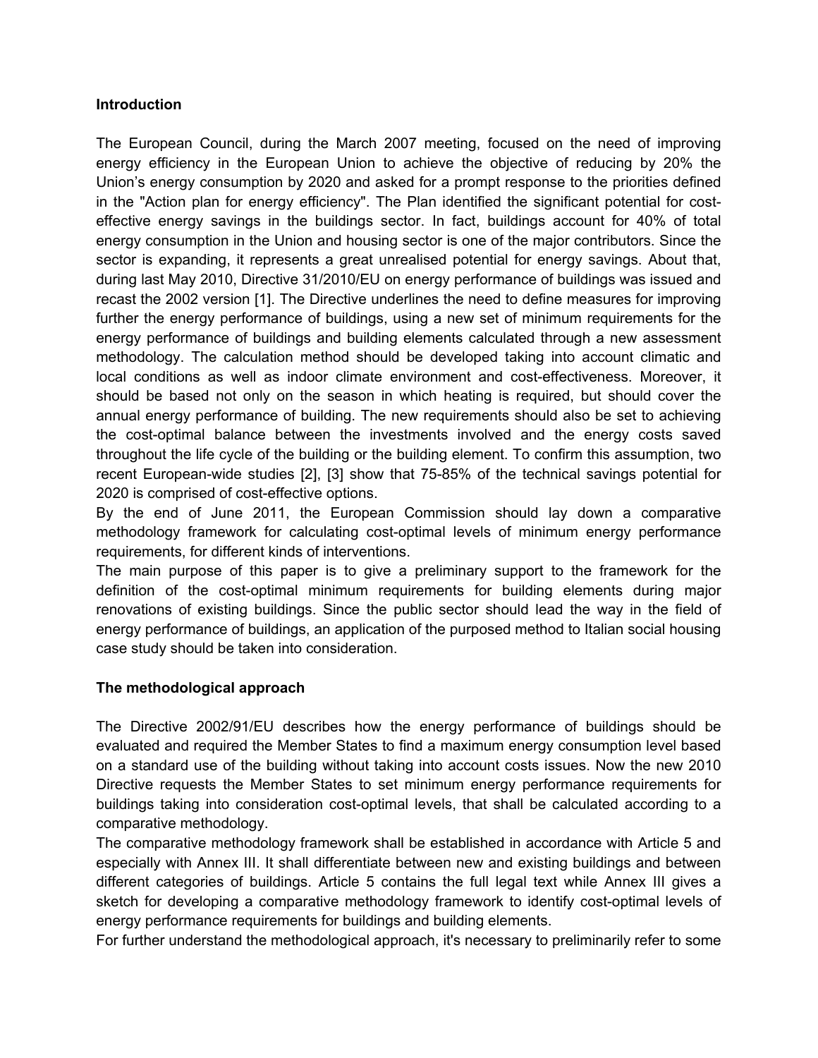## Introduction

The European Council, during the March 2007 meeting, focused on the need of improving energy efficiency in the European Union to achieve the objective of reducing by 20% the Union's energy consumption by 2020 and asked for a prompt response to the priorities defined in the "Action plan for energy efficiency". The Plan identified the significant potential for cost-effective energy savings in the buildings sector. In fact, buildings account for 40% of total energy consumption in the Union and housing sector is one of the major contributors. Since the sector is expanding, it represents a great unrealised potential for energy savings. About that, during last May 2010, Directive 31/2010/EU on energy performance of buildings was issued and recast the 2002 version [1]. The Directive underlines the need to define measures for improving further the energy performance of buildings, using a new set of minimum requirements for the energy performance of buildings and building elements calculated through a new assessment methodology. The calculation method should be developed taking into account climatic and local conditions as well as indoor climate environment and cost-effectiveness. Moreover, it should be based not only on the season in which heating is required, but should cover the annual energy performance of building. The new requirements should also be set to achieving the cost-optimal balance between the investments involved and the energy costs saved throughout the life cycle of the building or the building element. To confirm this assumption, two recent European-wide studies [2], [3] show that 75-85% of the technical savings potential for 2020 is comprised of cost-effective options.

By the end of June 2011, the European Commission should lay down a comparative methodology framework for calculating cost-optimal levels of minimum energy performance requirements, for different kinds of interventions.

The main purpose of this paper is to give a preliminary support to the framework for the definition of the cost-optimal minimum requirements for building elements during major renovations of existing buildings. Since the public sector should lead the way in the field of energy performance of buildings, an application of the purposed method to Italian social housing case study should be taken into consideration.

## The methodological approach

The Directive 2002/91/EU describes how the energy performance of buildings should be evaluated and required the Member States to find a maximum energy consumption level based on a standard use of the building without taking into account costs issues. Now the new 2010 Directive requests the Member States to set minimum energy performance requirements for buildings taking into consideration cost-optimal levels, that shall be calculated according to a comparative methodology.

The comparative methodology framework shall be established in accordance with Article 5 and especially with Annex III. It shall differentiate between new and existing buildings and between different categories of buildings. Article 5 contains the full legal text while Annex III gives a sketch for developing a comparative methodology framework to identify cost-optimal levels of energy performance requirements for buildings and building elements.

For further understand the methodological approach, it's necessary to preliminarily refer to some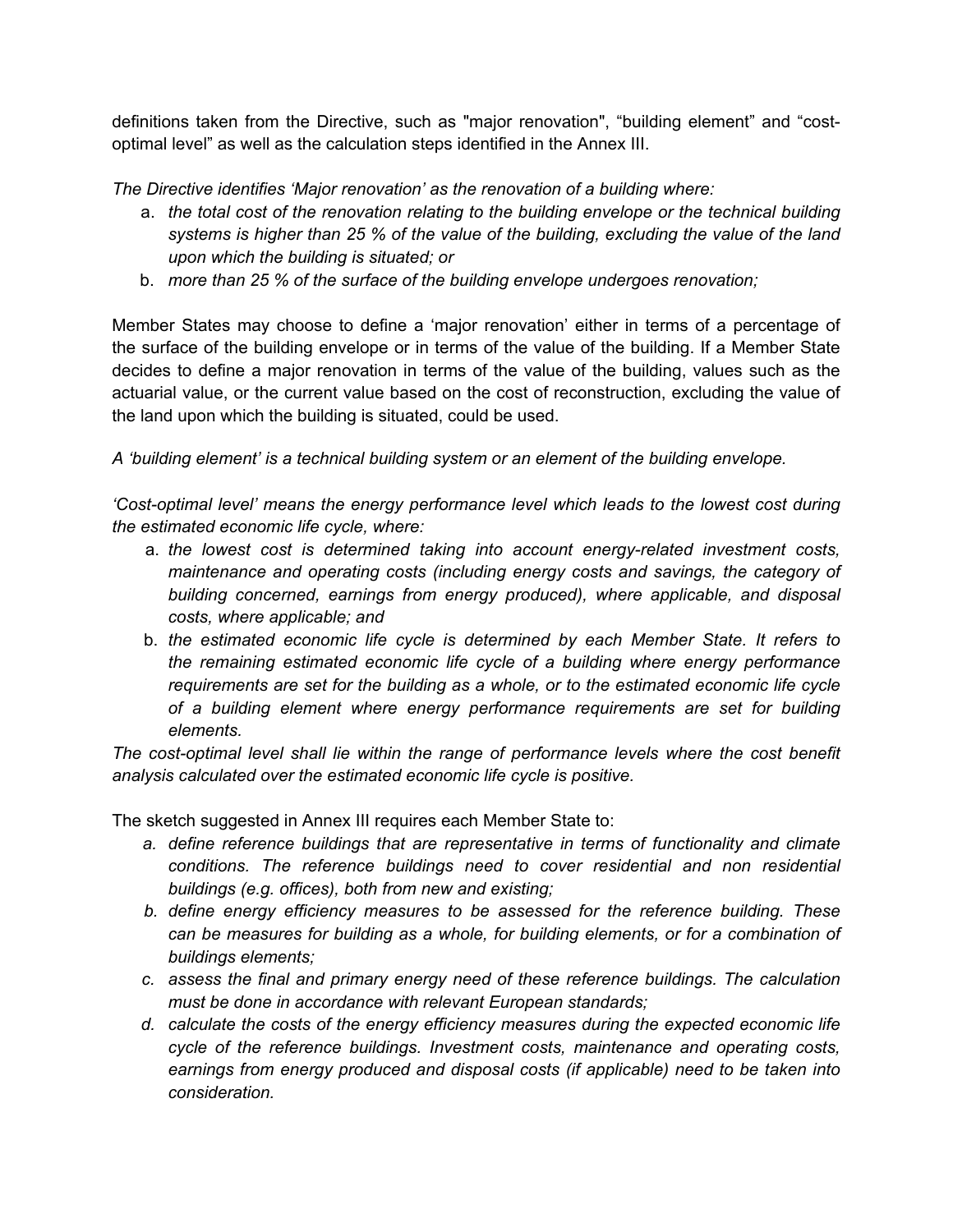definitions taken from the Directive, such as "major renovation", “building element” and “cost-optimal level” as well as the calculation steps identified in the Annex III.

*The Directive identifies ‘Major renovation’ as the renovation of a building where:*

a. *the total cost of the renovation relating to the building envelope or the technical building systems is higher than 25 % of the value of the building, excluding the value of the land upon which the building is situated; or*
b. *more than 25 % of the surface of the building envelope undergoes renovation;*

Member States may choose to define a ‘major renovation’ either in terms of a percentage of the surface of the building envelope or in terms of the value of the building. If a Member State decides to define a major renovation in terms of the value of the building, values such as the actuarial value, or the current value based on the cost of reconstruction, excluding the value of the land upon which the building is situated, could be used.

*A ‘building element’ is a technical building system or an element of the building envelope.*

*‘Cost-optimal level’ means the energy performance level which leads to the lowest cost during the estimated economic life cycle, where:*

a. *the lowest cost is determined taking into account energy-related investment costs, maintenance and operating costs (including energy costs and savings, the category of building concerned, earnings from energy produced), where applicable, and disposal costs, where applicable; and*
b. *the estimated economic life cycle is determined by each Member State. It refers to the remaining estimated economic life cycle of a building where energy performance requirements are set for the building as a whole, or to the estimated economic life cycle of a building element where energy performance requirements are set for building elements.*

*The cost-optimal level shall lie within the range of performance levels where the cost benefit analysis calculated over the estimated economic life cycle is positive.*

The sketch suggested in Annex III requires each Member State to:

a. *define reference buildings that are representative in terms of functionality and climate conditions. The reference buildings need to cover residential and non residential buildings (e.g. offices), both from new and existing;*
b. *define energy efficiency measures to be assessed for the reference building. These can be measures for building as a whole, for building elements, or for a combination of buildings elements;*
c. *assess the final and primary energy need of these reference buildings. The calculation must be done in accordance with relevant European standards;*
d. *calculate the costs of the energy efficiency measures during the expected economic life cycle of the reference buildings. Investment costs, maintenance and operating costs, earnings from energy produced and disposal costs (if applicable) need to be taken into consideration.*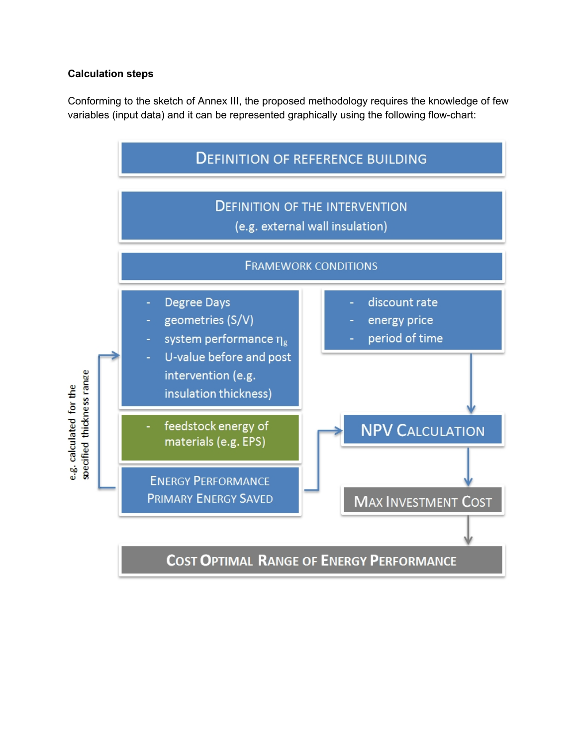**Calculation steps**

Conforming to the sketch of Annex III, the proposed methodology requires the knowledge of few variables (input data) and it can be represented graphically using the following flow-chart:

DEFINITION OF REFERENCE BUILDING

DEFINITION OF THE INTERVENTION
(e.g. external wall insulation)

FRAMEWORK CONDITIONS

- Degree Days
- geometries (S/V)
- system performance $\eta_g$
- U-value before and post intervention (e.g. insulation thickness)

- discount rate
- energy price
- period of time

- feedstock energy of materials (e.g. EPS)

ENERGY PERFORMANCE
PRIMARY ENERGY SAVED

e.g. calculated for the specified thickness range

NPV CALCULATION

MAX INVESTMENT COST

COST OPTIMAL RANGE OF ENERGY PERFORMANCE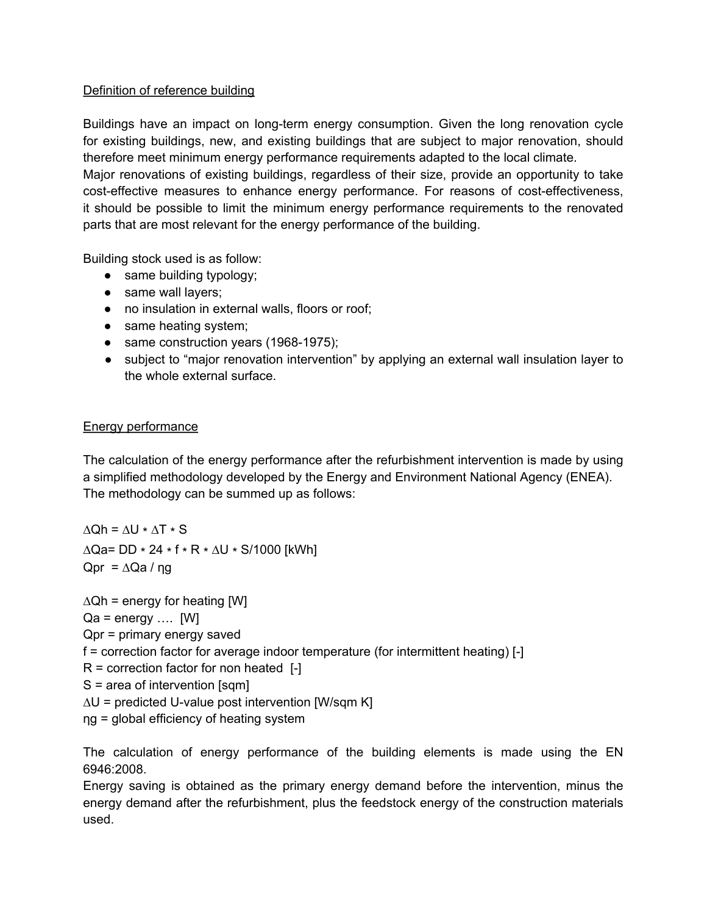Definition of reference building

Buildings have an impact on long-term energy consumption. Given the long renovation cycle for existing buildings, new, and existing buildings that are subject to major renovation, should therefore meet minimum energy performance requirements adapted to the local climate.
Major renovations of existing buildings, regardless of their size, provide an opportunity to take cost-effective measures to enhance energy performance. For reasons of cost-effectiveness, it should be possible to limit the minimum energy performance requirements to the renovated parts that are most relevant for the energy performance of the building.

Building stock used is as follow:

- same building typology;
- same wall layers;
- no insulation in external walls, floors or roof;
- same heating system;
- same construction years (1968-1975);
- subject to "major renovation intervention" by applying an external wall insulation layer to the whole external surface.

Energy performance

The calculation of the energy performance after the refurbishment intervention is made by using a simplified methodology developed by the Energy and Environment National Agency (ENEA).
The methodology can be summed up as follows:

$$\Delta Qh = \Delta U * \Delta T * S$$

$$\Delta Qa = DD * 24 * f * R * \Delta U * S/1000 \text{ [kWh]}$$

$$Qpr = \Delta Qa / \eta g$$

$\Delta Qh$ = energy for heating [W]
$Qa$ = energy …. [W]
$Qpr$ = primary energy saved
$f$ = correction factor for average indoor temperature (for intermittent heating) [-]
$R$ = correction factor for non heated [-]
$S$ = area of intervention [sqm]
$\Delta U$ = predicted U-value post intervention [W/sqm K]
$\eta g$ = global efficiency of heating system

The calculation of energy performance of the building elements is made using the EN 6946:2008.
Energy saving is obtained as the primary energy demand before the intervention, minus the energy demand after the refurbishment, plus the feedstock energy of the construction materials used.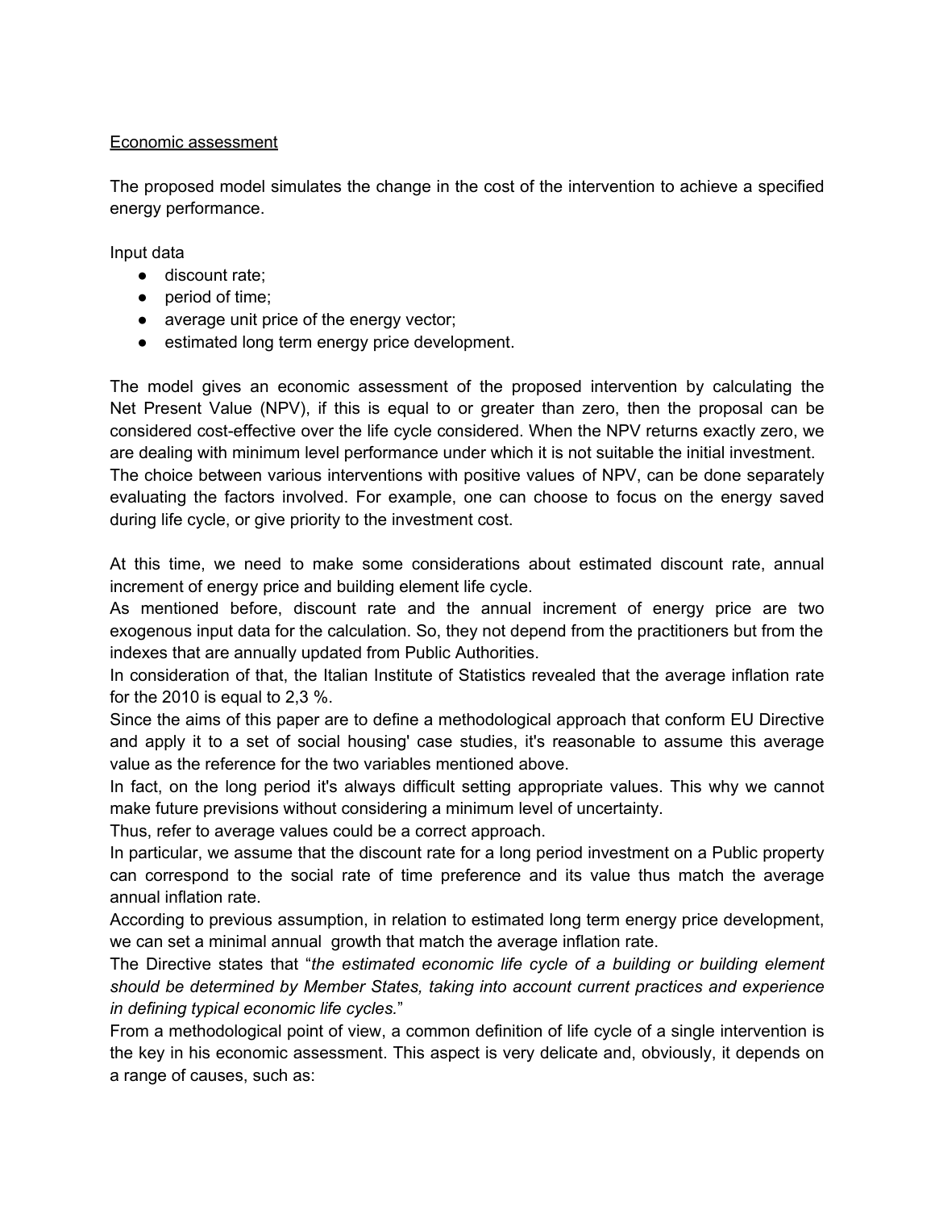<u>Economic assessment</u>

The proposed model simulates the change in the cost of the intervention to achieve a specified energy performance.

Input data

- discount rate;
- period of time;
- average unit price of the energy vector;
- estimated long term energy price development.

The model gives an economic assessment of the proposed intervention by calculating the Net Present Value (NPV), if this is equal to or greater than zero, then the proposal can be considered cost-effective over the life cycle considered. When the NPV returns exactly zero, we are dealing with minimum level performance under which it is not suitable the initial investment.
The choice between various interventions with positive values of NPV, can be done separately evaluating the factors involved. For example, one can choose to focus on the energy saved during life cycle, or give priority to the investment cost.

At this time, we need to make some considerations about estimated discount rate, annual increment of energy price and building element life cycle.
As mentioned before, discount rate and the annual increment of energy price are two exogenous input data for the calculation. So, they not depend from the practitioners but from the indexes that are annually updated from Public Authorities.
In consideration of that, the Italian Institute of Statistics revealed that the average inflation rate for the 2010 is equal to 2,3 %.
Since the aims of this paper are to define a methodological approach that conform EU Directive and apply it to a set of social housing' case studies, it's reasonable to assume this average value as the reference for the two variables mentioned above.
In fact, on the long period it's always difficult setting appropriate values. This why we cannot make future previsions without considering a minimum level of uncertainty.
Thus, refer to average values could be a correct approach.
In particular, we assume that the discount rate for a long period investment on a Public property can correspond to the social rate of time preference and its value thus match the average annual inflation rate.
According to previous assumption, in relation to estimated long term energy price development, we can set a minimal annual growth that match the average inflation rate.
The Directive states that "*the estimated economic life cycle of a building or building element should be determined by Member States, taking into account current practices and experience in defining typical economic life cycles.*"
From a methodological point of view, a common definition of life cycle of a single intervention is the key in his economic assessment. This aspect is very delicate and, obviously, it depends on a range of causes, such as: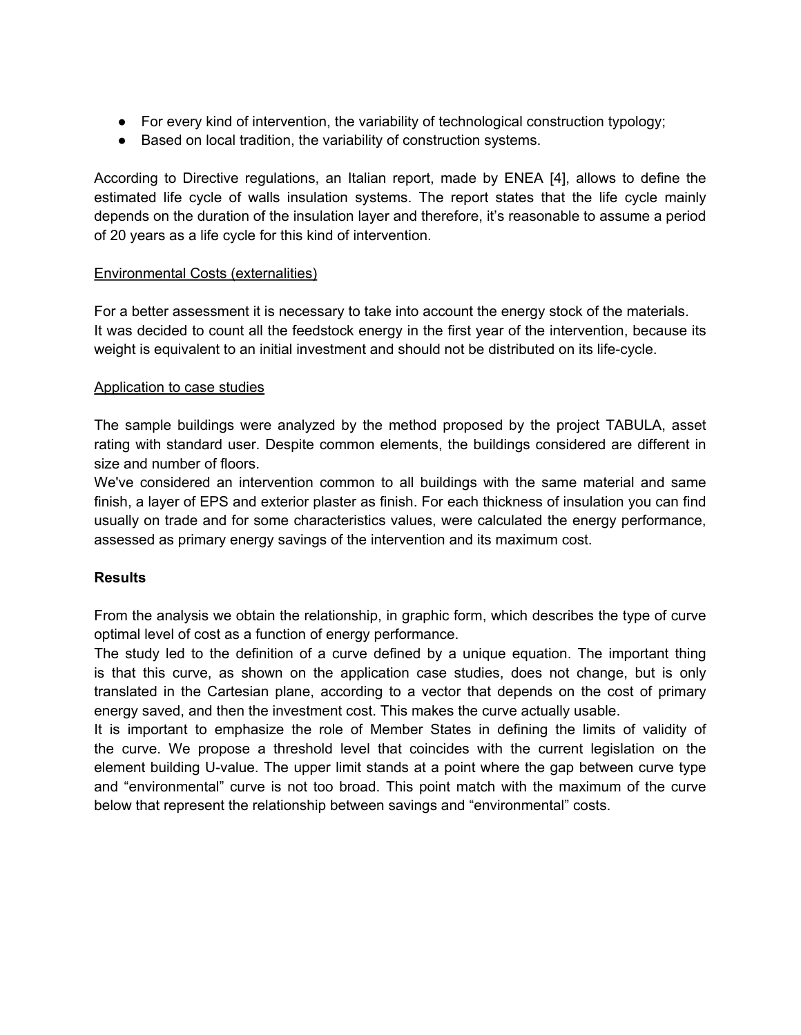- For every kind of intervention, the variability of technological construction typology;
- Based on local tradition, the variability of construction systems.

According to Directive regulations, an Italian report, made by ENEA [4], allows to define the estimated life cycle of walls insulation systems. The report states that the life cycle mainly depends on the duration of the insulation layer and therefore, it's reasonable to assume a period of 20 years as a life cycle for this kind of intervention.

<u>Environmental Costs (externalities)</u>

For a better assessment it is necessary to take into account the energy stock of the materials.
It was decided to count all the feedstock energy in the first year of the intervention, because its weight is equivalent to an initial investment and should not be distributed on its life-cycle.

<u>Application to case studies</u>

The sample buildings were analyzed by the method proposed by the project TABULA, asset rating with standard user. Despite common elements, the buildings considered are different in size and number of floors.
We've considered an intervention common to all buildings with the same material and same finish, a layer of EPS and exterior plaster as finish. For each thickness of insulation you can find usually on trade and for some characteristics values, were calculated the energy performance, assessed as primary energy savings of the intervention and its maximum cost.

**Results**

From the analysis we obtain the relationship, in graphic form, which describes the type of curve optimal level of cost as a function of energy performance.
The study led to the definition of a curve defined by a unique equation. The important thing is that this curve, as shown on the application case studies, does not change, but is only translated in the Cartesian plane, according to a vector that depends on the cost of primary energy saved, and then the investment cost. This makes the curve actually usable.
It is important to emphasize the role of Member States in defining the limits of validity of the curve. We propose a threshold level that coincides with the current legislation on the element building U-value. The upper limit stands at a point where the gap between curve type and "environmental" curve is not too broad. This point match with the maximum of the curve below that represent the relationship between savings and "environmental" costs.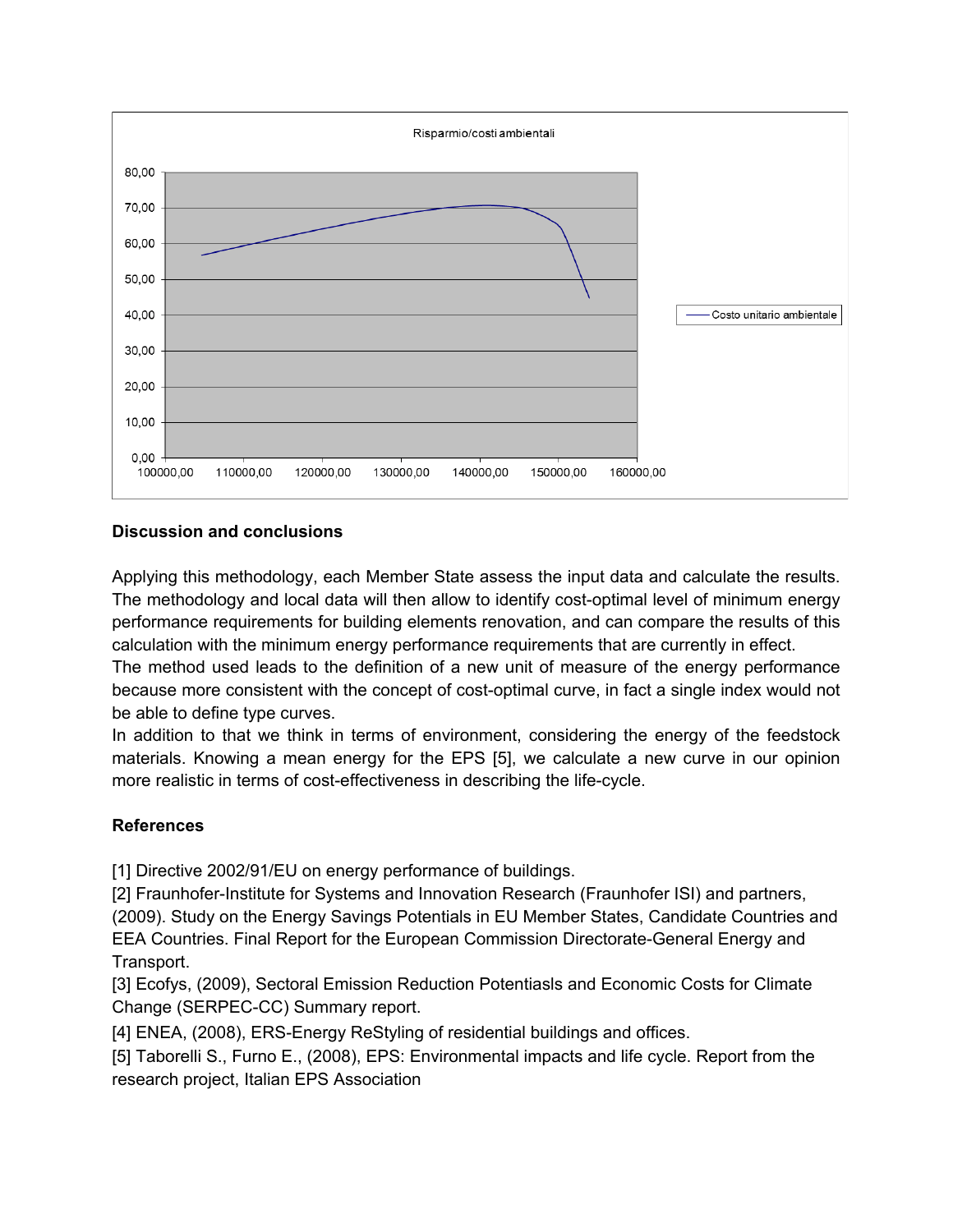## Discussion and conclusions

Applying this methodology, each Member State assess the input data and calculate the results. The methodology and local data will then allow to identify cost-optimal level of minimum energy performance requirements for building elements renovation, and can compare the results of this calculation with the minimum energy performance requirements that are currently in effect.

The method used leads to the definition of a new unit of measure of the energy performance because more consistent with the concept of cost-optimal curve, in fact a single index would not be able to define type curves.

In addition to that we think in terms of environment, considering the energy of the feedstock materials. Knowing a mean energy for the EPS [5], we calculate a new curve in our opinion more realistic in terms of cost-effectiveness in describing the life-cycle.

## References

[1] Directive 2002/91/EU on energy performance of buildings.

[2] Fraunhofer-Institute for Systems and Innovation Research (Fraunhofer ISI) and partners, (2009). Study on the Energy Savings Potentials in EU Member States, Candidate Countries and EEA Countries. Final Report for the European Commission Directorate-General Energy and Transport.

[3] Ecofys, (2009), Sectoral Emission Reduction Potentiasls and Economic Costs for Climate Change (SERPEC-CC) Summary report.

[4] ENEA, (2008), ERS-Energy ReStyling of residential buildings and offices.

[5] Taborelli S., Furno E., (2008), EPS: Environmental impacts and life cycle. Report from the research project, Italian EPS Association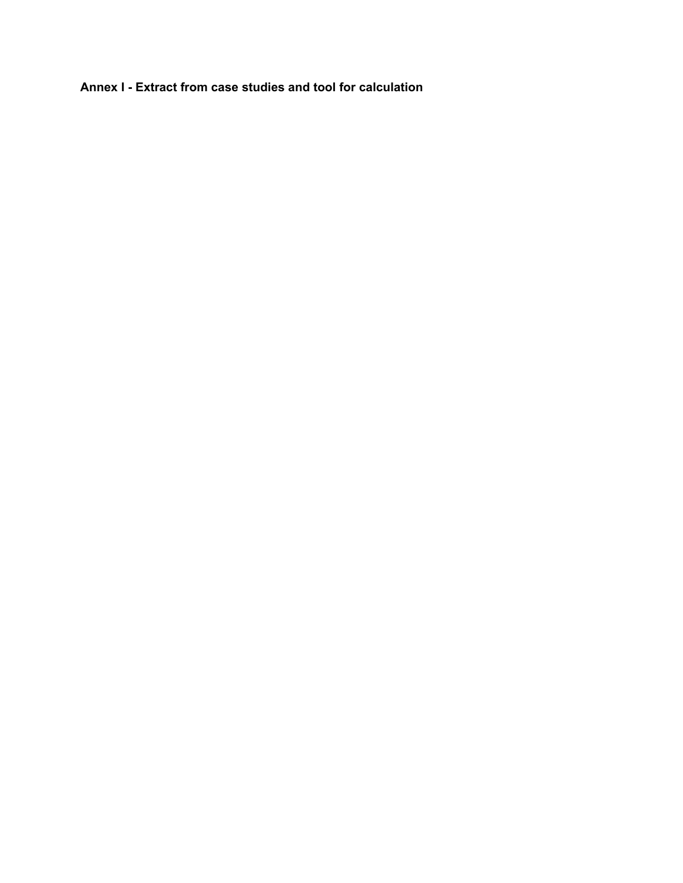## Annex I - Extract from case studies and tool for calculation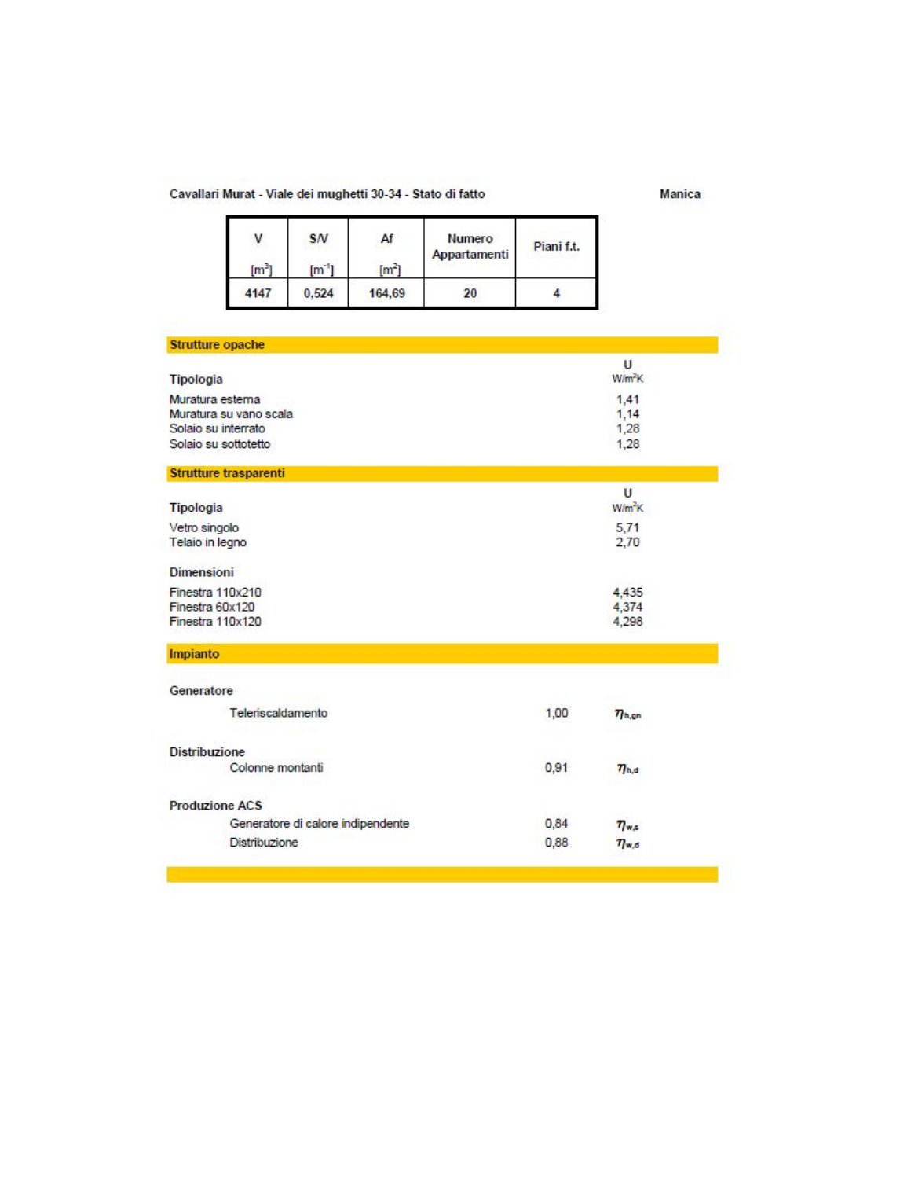Cavallari Murat - Viale dei mughetti 30-34 - Stato di fatto | Manica

| V [m³] | S/V [m⁻¹] | Af [m²] | Numero Appartamenti | Piani f.t. |
|---|---|---|---|---|
| 4147 | 0,524 | 164,69 | 20 | 4 |

## Strutture opache

| Tipologia | U W/m²K |
|---|---|
| Muratura esterna | 1,41 |
| Muratura su vano scala | 1,14 |
| Solaio su interrato | 1,28 |
| Solaio su sottotetto | 1,28 |

## Strutture trasparenti

| Tipologia | U W/m²K |
|---|---|
| Vetro singolo | 5,71 |
| Telaio in legno | 2,70 |

| Dimensioni | |
|---|---|
| Finestra 110x210 | 4,435 |
| Finestra 60x120 | 4,374 |
| Finestra 110x120 | 4,298 |

## Impianto

**Generatore**

| | | |
|---|---|---|
| Teleriscaldamento | 1,00 | $\eta_{h,gn}$ |

**Distribuzione**

| | | |
|---|---|---|
| Colonne montanti | 0,91 | $\eta_{h,d}$ |

**Produzione ACS**

| | | |
|---|---|---|
| Generatore di calore indipendente | 0,84 | $\eta_{w,g}$ |
| Distribuzione | 0,88 | $\eta_{w,d}$ |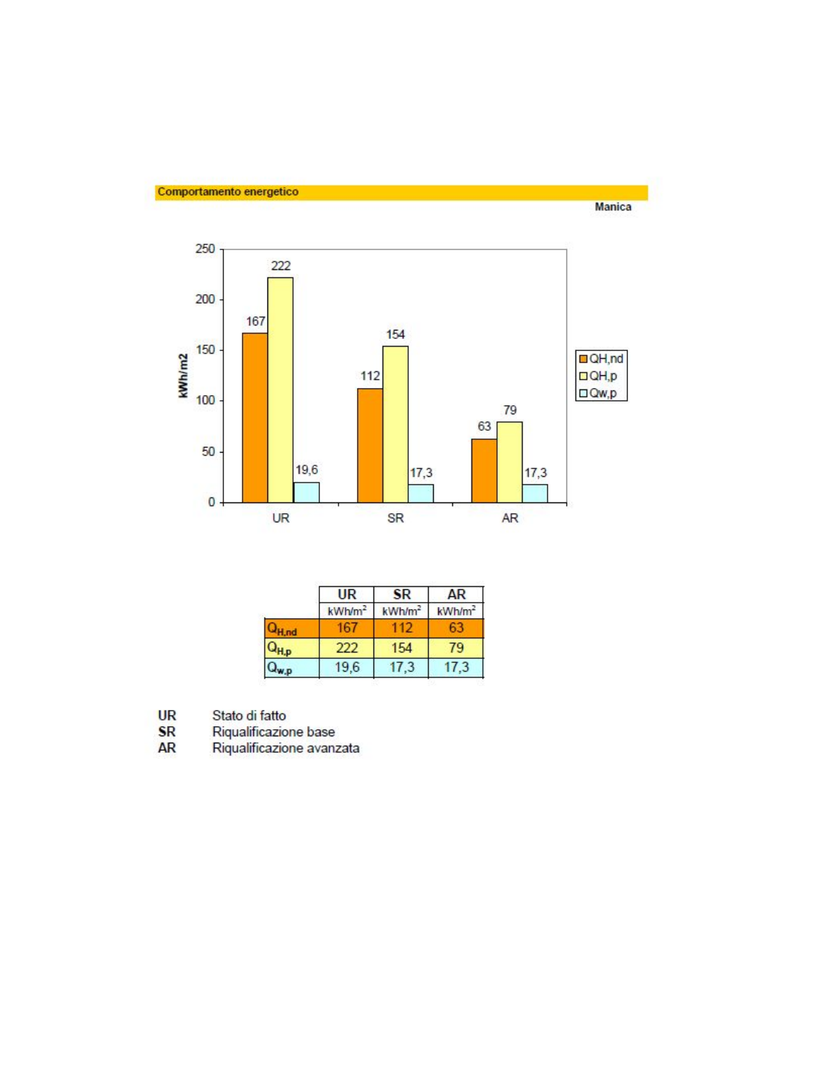## Comportamento energetico

**Manica**

| | UR | SR | AR |
|---|---|---|---|
| | $kWh/m^2$ | $kWh/m^2$ | $kWh/m^2$ |
| $Q_{H,nd}$ | 167 | 112 | 63 |
| $Q_{H,p}$ | 222 | 154 | 79 |
| $Q_{w,p}$ | 19,6 | 17,3 | 17,3 |

**UR** Stato di fatto
**SR** Riqualificazione base
**AR** Riqualificazione avanzata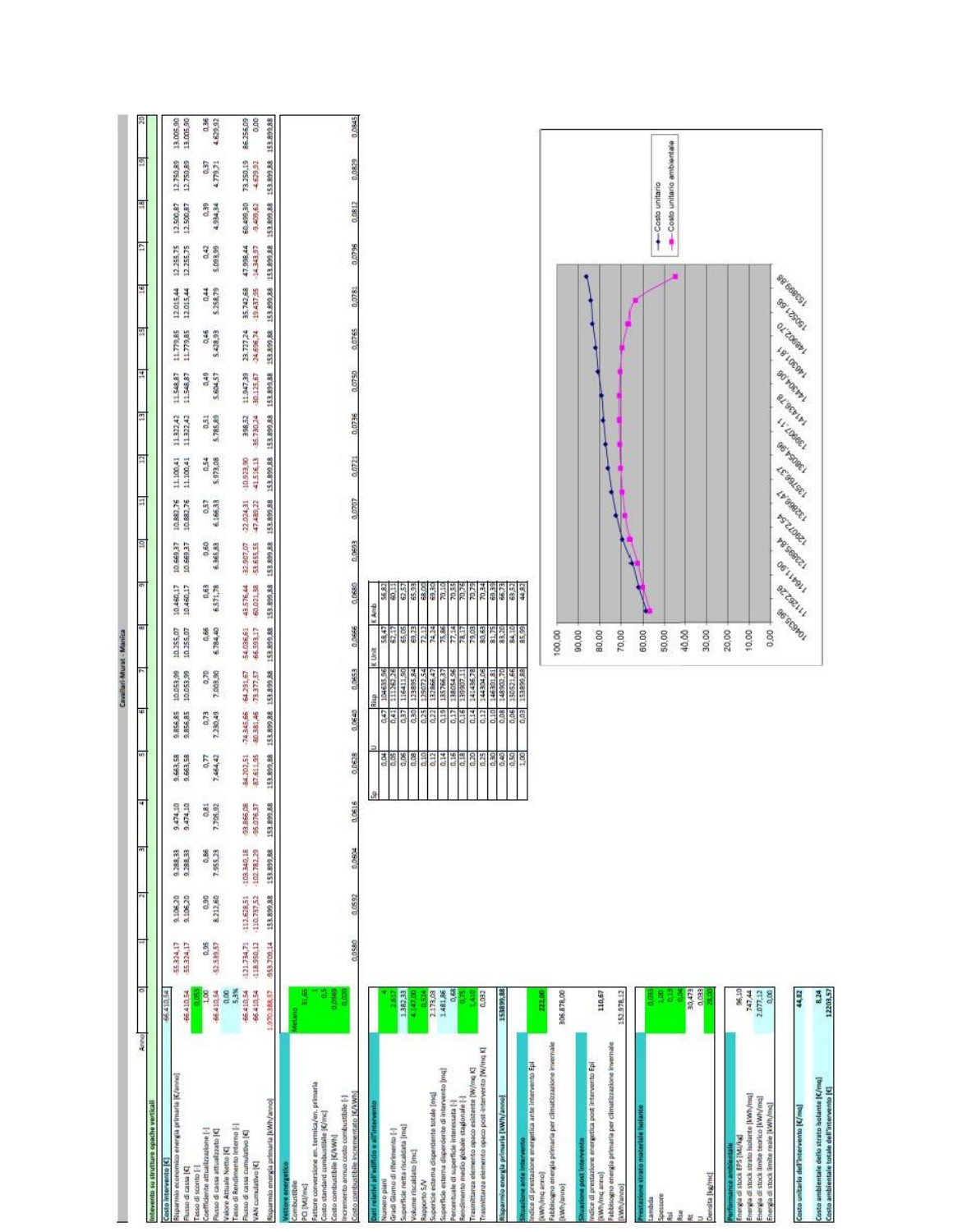Cavallari-Murat - Manica

| Intervento su strutture opache verticali | Anno 0 | 1 | 2 | 3 | 4 | 5 | 6 | 7 | 8 | 9 | 10 | 11 | 12 | 13 | 14 | 15 | 16 | 17 | 18 | 19 | 20 |
|---|---|---|---|---|---|---|---|---|---|---|---|---|---|---|---|---|---|---|---|---|---|
| Costo intervento [€] | 66.410,54 | | | | | | | | | | | | | | | | | | | | |
| Risparmio economico energia primaria [€/anno] | | 55.324,17 | 9.106,20 | 9.288,33 | 9.474,10 | 9.663,58 | 9.856,85 | 10.053,99 | 10.255,07 | 10.460,17 | 10.669,37 | 10.882,76 | 11.100,41 | 11.322,42 | 11.548,87 | 11.779,85 | 12.015,44 | 12.255,75 | 12.500,87 | 12.750,89 | 13.005,90 |
| Flusso di cassa [€] | 66.410,54 | 55.324,17 | 9.106,20 | 9.288,33 | 9.474,10 | 9.663,58 | 9.856,85 | 10.053,99 | 10.255,07 | 10.460,17 | 10.669,37 | 10.882,76 | 11.100,41 | 11.322,42 | 11.548,87 | 11.779,85 | 12.015,44 | 12.255,75 | 12.500,87 | 12.750,89 | 13.005,90 |
| Tasso di sconto [-] | 0,053 | | | | | | | | | | | | | | | | | | | | |
| Coefficiente attualizzazione [-] | 1,00 | 0,95 | 0,90 | 0,86 | 0,81 | 0,77 | 0,73 | 0,70 | 0,66 | 0,63 | 0,60 | 0,57 | 0,54 | 0,51 | 0,49 | 0,46 | 0,44 | 0,42 | 0,39 | 0,37 | 0,36 |
| Flusso di cassa attualizzato [€] | -66.410,54 | -52.539,57 | 8.212,60 | 7.955,23 | 7.705,92 | 7.464,42 | 7.230,49 | 7.003,90 | 6.784,40 | 6.571,78 | 6.365,83 | 6.166,33 | 5.973,08 | 5.785,89 | 5.604,57 | 5.428,93 | 5.258,79 | 5.093,99 | 4.934,34 | 4.779,71 | 4.629,92 |
| Valore Attuale Netto [€] | 0,00 | | | | | | | | | | | | | | | | | | | | |
| Tasso di Rendimento Interno [-] | 5,3% | | | | | | | | | | | | | | | | | | | | |
| Flusso di cassa cumulativo [€] | -66.410,54 | -121.734,71 | -112.628,51 | -103.340,18 | -93.866,08 | -84.202,51 | -74.345,66 | -64.291,67 | -54.036,61 | -43.576,44 | -32.907,07 | -22.024,31 | -10.923,90 | 398,52 | 11.947,39 | 23.727,24 | 35.742,68 | 47.998,44 | 60.499,30 | 73.250,19 | 86.256,09 |
| VAN cumulativo [€] | -66.410,54 | -118.950,12 | -110.737,52 | -102.782,29 | -95.076,37 | -87.611,95 | -80.381,46 | -73.377,57 | -66.593,17 | -60.021,38 | -53.655,55 | -47.489,22 | -41.516,13 | -35.730,24 | -30.125,67 | -24.696,74 | -19.437,95 | -14.343,97 | -9.409,62 | -4.629,92 | 0,00 |
| Risparmio energia primaria [kWh/anno] | -1.970.388,67 | -953.709,14 | 153.899,88 | 153.899,88 | 153.899,88 | 153.899,88 | 153.899,88 | 153.899,88 | 153.899,88 | 153.899,88 | 153.899,88 | 153.899,88 | 153.899,88 | 153.899,88 | 153.899,88 | 153.899,88 | 153.899,88 | 153.899,88 | 153.899,88 | 153.899,88 | 153.899,88 |
| **Vettore energetico** | | | | | | | | | | | | | | | | | | | | | |
| Combustibile | Metano | | | | | | | | | | | | | | | | | | | | |
| PCI [MJ/mc] | 31,65 | | | | | | | | | | | | | | | | | | | | |
| Fattore conversione en. termica/en. primaria | 1 | | | | | | | | | | | | | | | | | | | | |
| Costo standard combustibile [€/mc] | 0,5 | | | | | | | | | | | | | | | | | | | | |
| Costo combustibile [€/kWh] | 0,0569 | | | | | | | | | | | | | | | | | | | | |
| Incremento annuo costo combustibile [-] | 0,020 | | | | | | | | | | | | | | | | | | | | |
| Costo combustibile incrementato [€/kWh] | | 0,0580 | 0,0592 | 0,0604 | 0,0616 | 0,0628 | 0,0640 | 0,0653 | 0,0666 | 0,0680 | 0,0693 | 0,0707 | 0,0721 | 0,0736 | 0,0750 | 0,0765 | 0,0781 | 0,0796 | 0,0812 | 0,0829 | 0,0845 |

| Dati relativi all'edificio e all'intervento | |
|---|---|
| Numero piani | 4 |
| Gradi Giorno di riferimento [-] | 2.617 |
| Superficie netta riscaldata [mq] | 1.382,33 |
| Volume riscaldato [mc] | 4.147,00 |
| Rapporto S/V | 0,524 |
| Superficie esterna disperdente totale [mq] | 2.173,03 |
| Superficie esterna disperdente di intervento [mq] | 1.481,86 |
| Percentuale di superficie interessata [-] | 0,68 |
| Rendimento medio globale stagionale [-] | 0,75 |
| Trasmittanza elemento opaco esistente [W/mq K] | 1,410 |
| Trasmittanza elemento opaco post-intervento [W/mq K] | 0,382 |
| Risparmio energia primaria [kWh/anno] | 153899,88 |
| **Situazione ante intervento** | |
| Indice di prestazione energetica ante intervento EPi [kWh/mq anno] | 222,00 |
| Fabbisogno energia primaria per climatizzazione invernale [kWh/anno] | 306.878,00 |
| **Situazione post intervento** | |
| Indice di prestazione energetica post intervento EPi [kWh/mq anno] | 110,67 |
| Fabbisogno energia primaria per climatizzazione invernale [kWh/anno] | 152.978,12 |
| **Prestazione strato materiale isolante** | |
| Lambda | 0,033 |
| Spessore | 1,00 |
| Rsi | 0,13 |
| Rse | 0,04 |
| Rt | 30,473 |
| U | 0,033 |
| Densità [kg/mc] | 28,00 |
| **Performance ambientale** | |
| Energia di stock EPS [MJ/kg] | 96,10 |
| Energia di stock strato isolante [kWh/mq] | 747,44 |
| Energia di stock limite teorico [kWh/mq] | 2.077,12 |
| Energia di stock limite reale [kWh/mq] | 0,00 |
| Costo unitario dell'intervento [€/mq] | 44,82 |
| Costo ambientale dello strato isolante [€/mq] | 8,24 |
| Costo ambientale totale dell'intervento [€] | 12203,57 |

| Sp | U | Risp | K Unit | K Amb |
|---|---|---|---|---|
| 0,04 | 0,47 | 104635,96 | 58,47 | 56,82 |
| 0,05 | 0,41 | 111262,26 | 62,17 | 60,11 |
| 0,06 | 0,37 | 116411,90 | 65,05 | 62,57 |
| 0,08 | 0,30 | 123895,84 | 69,23 | 65,03 |
| 0,10 | 0,25 | 129072,54 | 72,12 | 68,00 |
| 0,12 | 0,22 | 132866,47 | 74,24 | 69,30 |
| 0,14 | 0,19 | 135766,37 | 75,86 | 70,10 |
| 0,16 | 0,17 | 138054,96 | 77,14 | 70,55 |
| 0,18 | 0,16 | 139907,11 | 78,17 | 70,76 |
| 0,20 | 0,14 | 141436,78 | 79,03 | 70,79 |
| 0,25 | 0,12 | 144304,06 | 80,63 | 70,34 |
| 0,30 | 0,10 | 146301,81 | 81,75 | 69,39 |
| 0,40 | 0,08 | 148902,70 | 83,20 | 66,73 |
| 0,50 | 0,06 | 150521,66 | 84,10 | 63,52 |
| 1,00 | 0,03 | 153899,88 | 85,99 | 44,82 |

100,00
90,00
80,00
70,00
60,00
50,00
40,00
30,00
20,00
10,00
0,00

104635,96
111262,26
116411,90
123895,84
129072,54
132866,47
135766,37
138054,96
139907,11
141436,78
144304,06
146301,81
148902,70
150521,66
153899,88

Costo unitario
Costo unitario ambientale